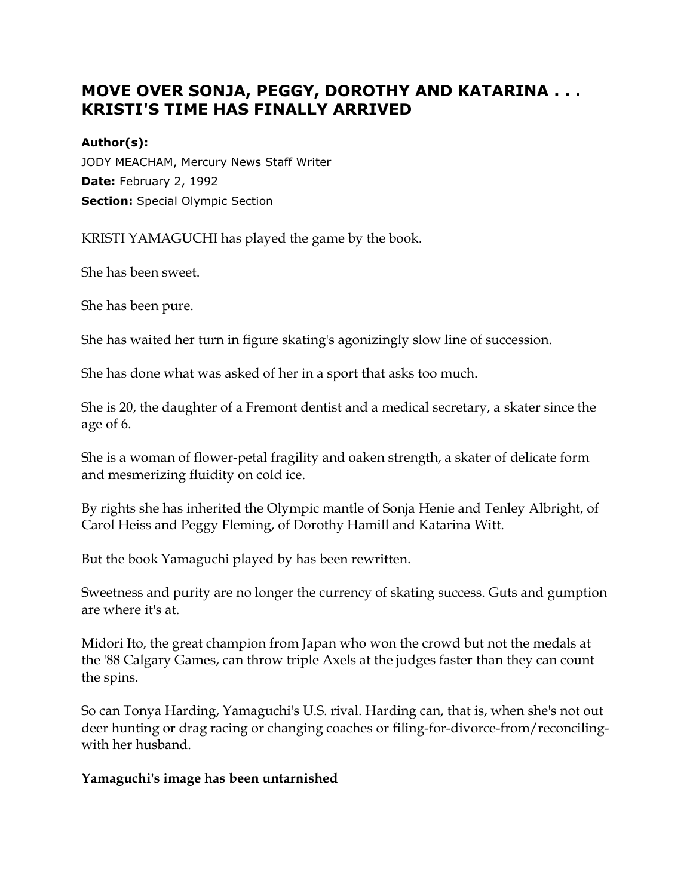# MOVE OVER SONJA, PEGGY, DOROTHY AND KATARINA . . . KRISTI'S TIME HAS FINALLY ARRIVED

**Author(s):**
JODY MEACHAM, Mercury News Staff Writer
**Date:** February 2, 1992
**Section:** Special Olympic Section

KRISTI YAMAGUCHI has played the game by the book.

She has been sweet.

She has been pure.

She has waited her turn in figure skating's agonizingly slow line of succession.

She has done what was asked of her in a sport that asks too much.

She is 20, the daughter of a Fremont dentist and a medical secretary, a skater since the age of 6.

She is a woman of flower-petal fragility and oaken strength, a skater of delicate form and mesmerizing fluidity on cold ice.

By rights she has inherited the Olympic mantle of Sonja Henie and Tenley Albright, of Carol Heiss and Peggy Fleming, of Dorothy Hamill and Katarina Witt.

But the book Yamaguchi played by has been rewritten.

Sweetness and purity are no longer the currency of skating success. Guts and gumption are where it's at.

Midori Ito, the great champion from Japan who won the crowd but not the medals at the '88 Calgary Games, can throw triple Axels at the judges faster than they can count the spins.

So can Tonya Harding, Yamaguchi's U.S. rival. Harding can, that is, when she's not out deer hunting or drag racing or changing coaches or filing-for-divorce-from/reconciling-with her husband.

**Yamaguchi's image has been untarnished**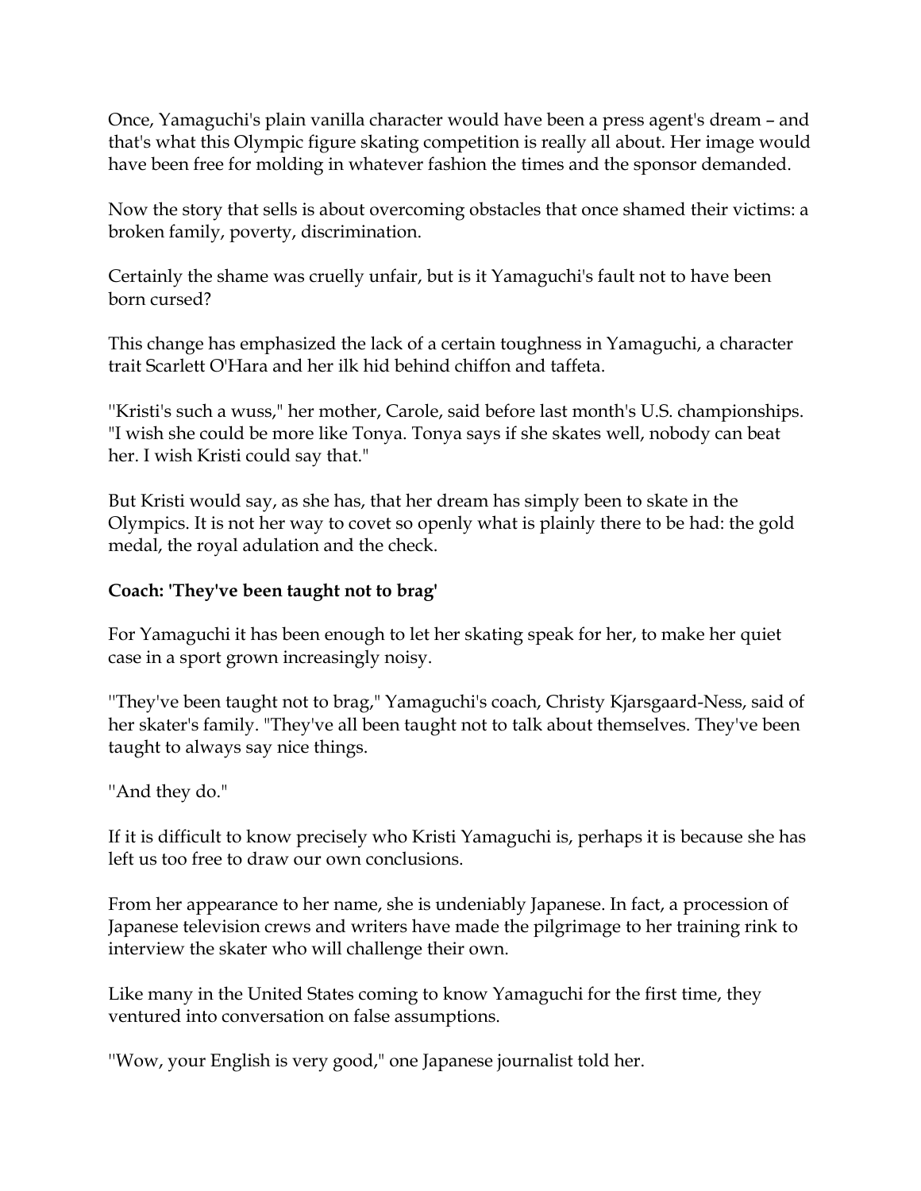Once, Yamaguchi's plain vanilla character would have been a press agent's dream – and that's what this Olympic figure skating competition is really all about. Her image would have been free for molding in whatever fashion the times and the sponsor demanded.

Now the story that sells is about overcoming obstacles that once shamed their victims: a broken family, poverty, discrimination.

Certainly the shame was cruelly unfair, but is it Yamaguchi's fault not to have been born cursed?

This change has emphasized the lack of a certain toughness in Yamaguchi, a character trait Scarlett O'Hara and her ilk hid behind chiffon and taffeta.

"Kristi's such a wuss," her mother, Carole, said before last month's U.S. championships. "I wish she could be more like Tonya. Tonya says if she skates well, nobody can beat her. I wish Kristi could say that."

But Kristi would say, as she has, that her dream has simply been to skate in the Olympics. It is not her way to covet so openly what is plainly there to be had: the gold medal, the royal adulation and the check.

**Coach: 'They've been taught not to brag'**

For Yamaguchi it has been enough to let her skating speak for her, to make her quiet case in a sport grown increasingly noisy.

"They've been taught not to brag," Yamaguchi's coach, Christy Kjarsgaard-Ness, said of her skater's family. "They've all been taught not to talk about themselves. They've been taught to always say nice things.

"And they do."

If it is difficult to know precisely who Kristi Yamaguchi is, perhaps it is because she has left us too free to draw our own conclusions.

From her appearance to her name, she is undeniably Japanese. In fact, a procession of Japanese television crews and writers have made the pilgrimage to her training rink to interview the skater who will challenge their own.

Like many in the United States coming to know Yamaguchi for the first time, they ventured into conversation on false assumptions.

"Wow, your English is very good," one Japanese journalist told her.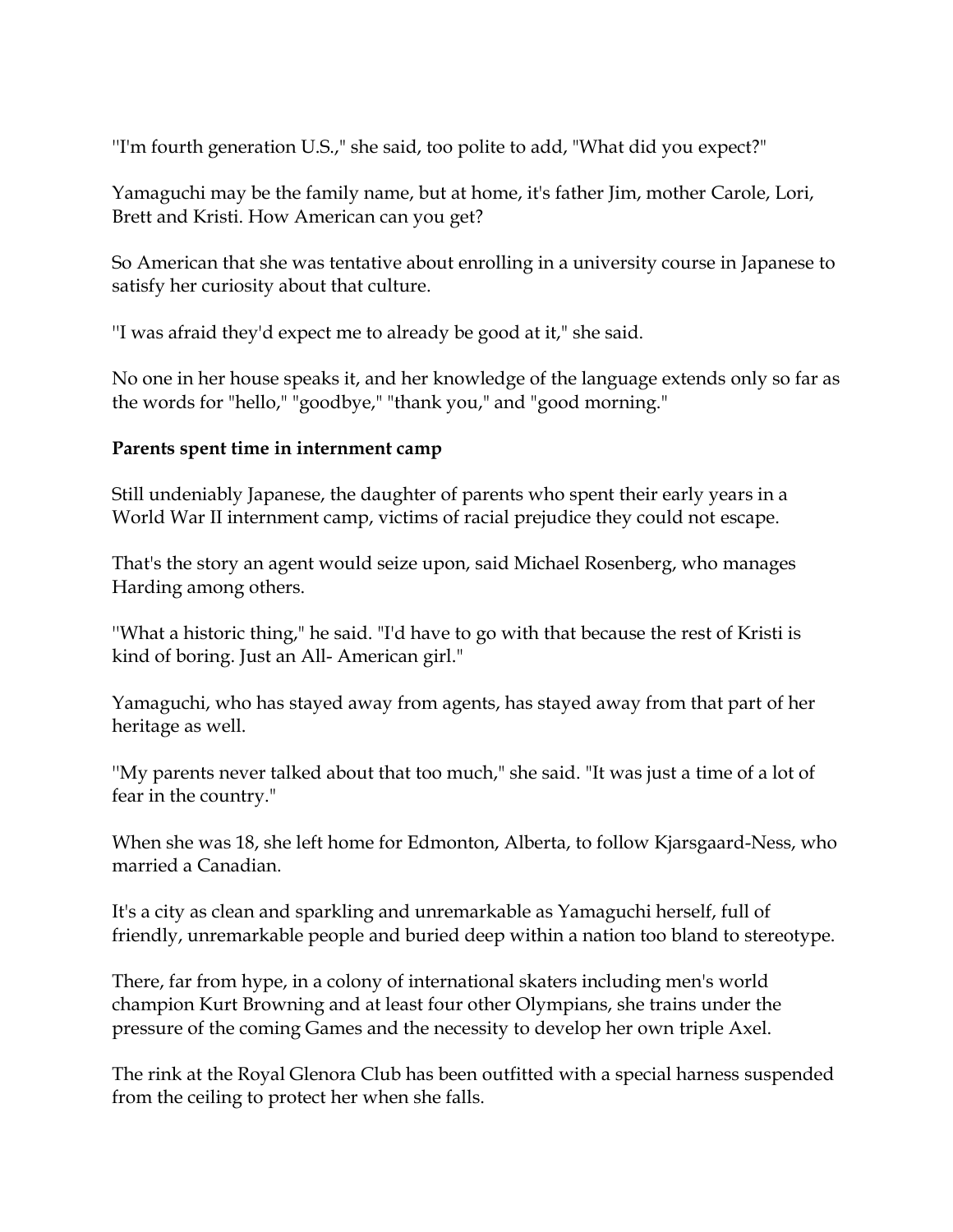"I'm fourth generation U.S.," she said, too polite to add, "What did you expect?"

Yamaguchi may be the family name, but at home, it's father Jim, mother Carole, Lori, Brett and Kristi. How American can you get?

So American that she was tentative about enrolling in a university course in Japanese to satisfy her curiosity about that culture.

"I was afraid they'd expect me to already be good at it," she said.

No one in her house speaks it, and her knowledge of the language extends only so far as the words for "hello," "goodbye," "thank you," and "good morning."

**Parents spent time in internment camp**

Still undeniably Japanese, the daughter of parents who spent their early years in a World War II internment camp, victims of racial prejudice they could not escape.

That's the story an agent would seize upon, said Michael Rosenberg, who manages Harding among others.

"What a historic thing," he said. "I'd have to go with that because the rest of Kristi is kind of boring. Just an All- American girl."

Yamaguchi, who has stayed away from agents, has stayed away from that part of her heritage as well.

"My parents never talked about that too much," she said. "It was just a time of a lot of fear in the country."

When she was 18, she left home for Edmonton, Alberta, to follow Kjarsgaard-Ness, who married a Canadian.

It's a city as clean and sparkling and unremarkable as Yamaguchi herself, full of friendly, unremarkable people and buried deep within a nation too bland to stereotype.

There, far from hype, in a colony of international skaters including men's world champion Kurt Browning and at least four other Olympians, she trains under the pressure of the coming Games and the necessity to develop her own triple Axel.

The rink at the Royal Glenora Club has been outfitted with a special harness suspended from the ceiling to protect her when she falls.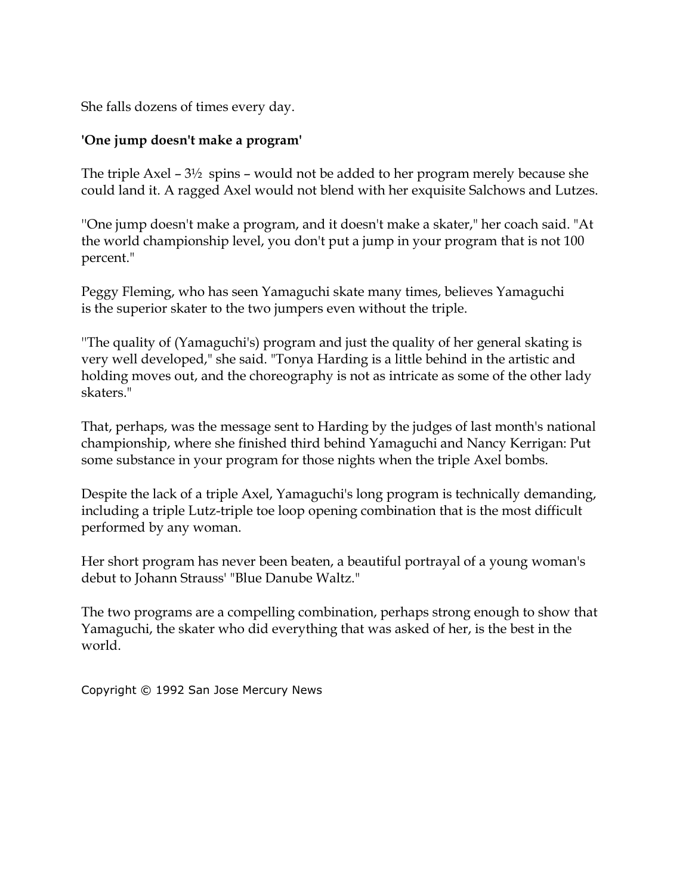She falls dozens of times every day.

**'One jump doesn't make a program'**

The triple Axel – 3½ spins – would not be added to her program merely because she could land it. A ragged Axel would not blend with her exquisite Salchows and Lutzes.

"One jump doesn't make a program, and it doesn't make a skater," her coach said. "At the world championship level, you don't put a jump in your program that is not 100 percent."

Peggy Fleming, who has seen Yamaguchi skate many times, believes Yamaguchi is the superior skater to the two jumpers even without the triple.

''The quality of (Yamaguchi's) program and just the quality of her general skating is very well developed," she said. "Tonya Harding is a little behind in the artistic and holding moves out, and the choreography is not as intricate as some of the other lady skaters."

That, perhaps, was the message sent to Harding by the judges of last month's national championship, where she finished third behind Yamaguchi and Nancy Kerrigan: Put some substance in your program for those nights when the triple Axel bombs.

Despite the lack of a triple Axel, Yamaguchi's long program is technically demanding, including a triple Lutz-triple toe loop opening combination that is the most difficult performed by any woman.

Her short program has never been beaten, a beautiful portrayal of a young woman's debut to Johann Strauss' "Blue Danube Waltz."

The two programs are a compelling combination, perhaps strong enough to show that Yamaguchi, the skater who did everything that was asked of her, is the best in the world.

Copyright © 1992 San Jose Mercury News